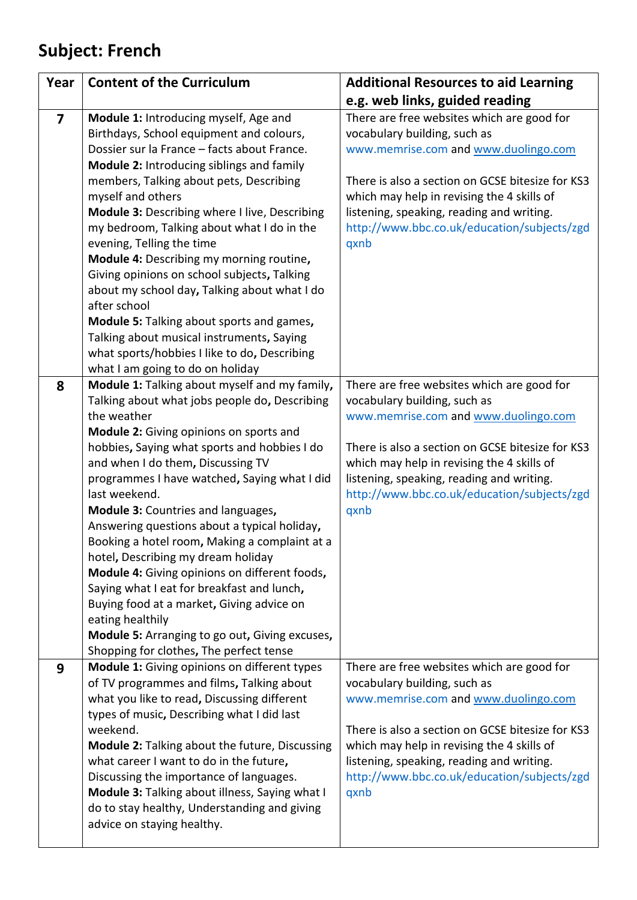# Subject: French

| Year | Content of the Curriculum | Additional Resources to aid Learning e.g. web links, guided reading |
|---|---|---|
| **7** | **Module 1:** Introducing myself, Age and Birthdays, School equipment and colours, Dossier sur la France – facts about France. **Module 2:** Introducing siblings and family members, Talking about pets, Describing myself and others **Module 3:** Describing where I live, Describing my bedroom, Talking about what I do in the evening, Telling the time **Module 4:** Describing my morning routine, Giving opinions on school subjects, Talking about my school day, Talking about what I do after school **Module 5:** Talking about sports and games, Talking about musical instruments, Saying what sports/hobbies I like to do, Describing what I am going to do on holiday | There are free websites which are good for vocabulary building, such as www.memrise.com and www.duolingo.com<br><br>There is also a section on GCSE bitesize for KS3 which may help in revising the 4 skills of listening, speaking, reading and writing. http://www.bbc.co.uk/education/subjects/zgdqxnb |
| **8** | **Module 1:** Talking about myself and my family, Talking about what jobs people do, Describing the weather **Module 2:** Giving opinions on sports and hobbies, Saying what sports and hobbies I do and when I do them, Discussing TV programmes I have watched, Saying what I did last weekend. **Module 3:** Countries and languages, Answering questions about a typical holiday, Booking a hotel room, Making a complaint at a hotel, Describing my dream holiday **Module 4:** Giving opinions on different foods, Saying what I eat for breakfast and lunch, Buying food at a market, Giving advice on eating healthily **Module 5:** Arranging to go out, Giving excuses, Shopping for clothes, The perfect tense | There are free websites which are good for vocabulary building, such as www.memrise.com and www.duolingo.com<br><br>There is also a section on GCSE bitesize for KS3 which may help in revising the 4 skills of listening, speaking, reading and writing. http://www.bbc.co.uk/education/subjects/zgdqxnb |
| **9** | **Module 1:** Giving opinions on different types of TV programmes and films, Talking about what you like to read, Discussing different types of music, Describing what I did last weekend. **Module 2:** Talking about the future, Discussing what career I want to do in the future, Discussing the importance of languages. **Module 3:** Talking about illness, Saying what I do to stay healthy, Understanding and giving advice on staying healthy. | There are free websites which are good for vocabulary building, such as www.memrise.com and www.duolingo.com<br><br>There is also a section on GCSE bitesize for KS3 which may help in revising the 4 skills of listening, speaking, reading and writing. http://www.bbc.co.uk/education/subjects/zgdqxnb |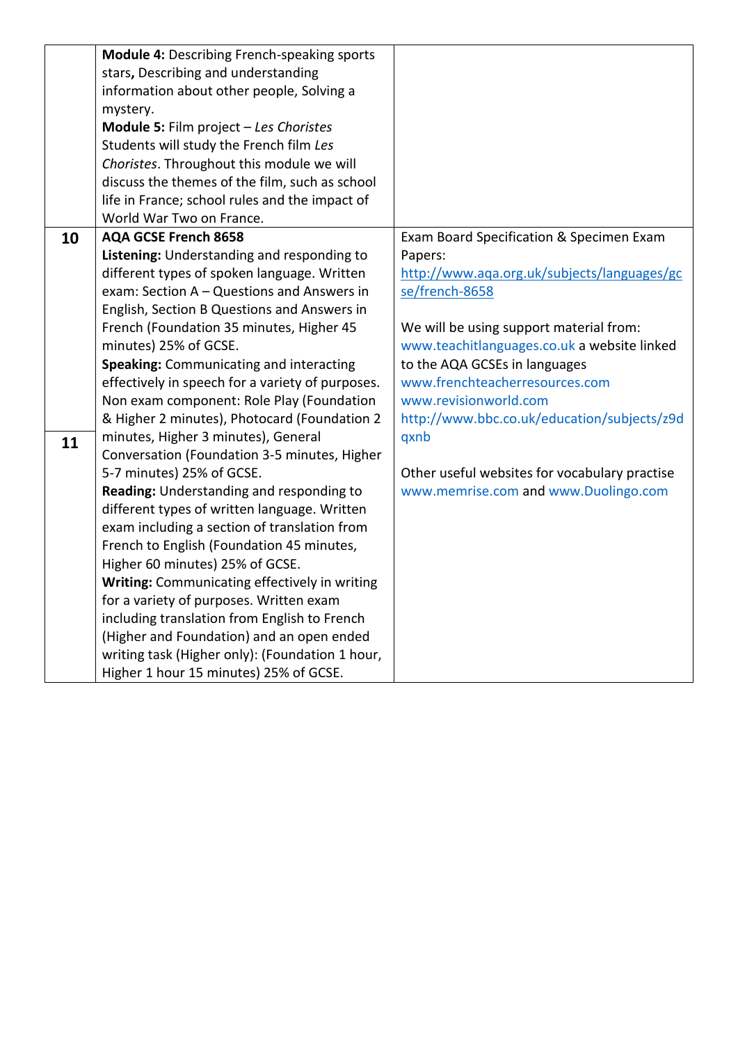| | | |
|---|---|---|
| | **Module 4:** Describing French-speaking sports stars**,** Describing and understanding information about other people, Solving a mystery.<br>**Module 5:** Film project – *Les Choristes* Students will study the French film *Les Choristes*. Throughout this module we will discuss the themes of the film, such as school life in France; school rules and the impact of World War Two on France. | |
| **10**<br><br>**11** | **AQA GCSE French 8658**<br>**Listening:** Understanding and responding to different types of spoken language. Written exam: Section A – Questions and Answers in English, Section B Questions and Answers in French (Foundation 35 minutes, Higher 45 minutes) 25% of GCSE.<br>**Speaking:** Communicating and interacting effectively in speech for a variety of purposes. Non exam component: Role Play (Foundation & Higher 2 minutes), Photocard (Foundation 2 minutes, Higher 3 minutes), General Conversation (Foundation 3-5 minutes, Higher 5-7 minutes) 25% of GCSE.<br>**Reading:** Understanding and responding to different types of written language. Written exam including a section of translation from French to English (Foundation 45 minutes, Higher 60 minutes) 25% of GCSE.<br>**Writing:** Communicating effectively in writing for a variety of purposes. Written exam including translation from English to French (Higher and Foundation) and an open ended writing task (Higher only): (Foundation 1 hour, Higher 1 hour 15 minutes) 25% of GCSE. | Exam Board Specification & Specimen Exam Papers:<br>http://www.aqa.org.uk/subjects/languages/gcse/french-8658<br><br>We will be using support material from:<br>www.teachitlanguages.co.uk a website linked to the AQA GCSEs in languages<br>www.frenchteacherresources.com<br>www.revisionworld.com<br>http://www.bbc.co.uk/education/subjects/z9dqxnb<br><br>Other useful websites for vocabulary practise<br>www.memrise.com and www.Duolingo.com |